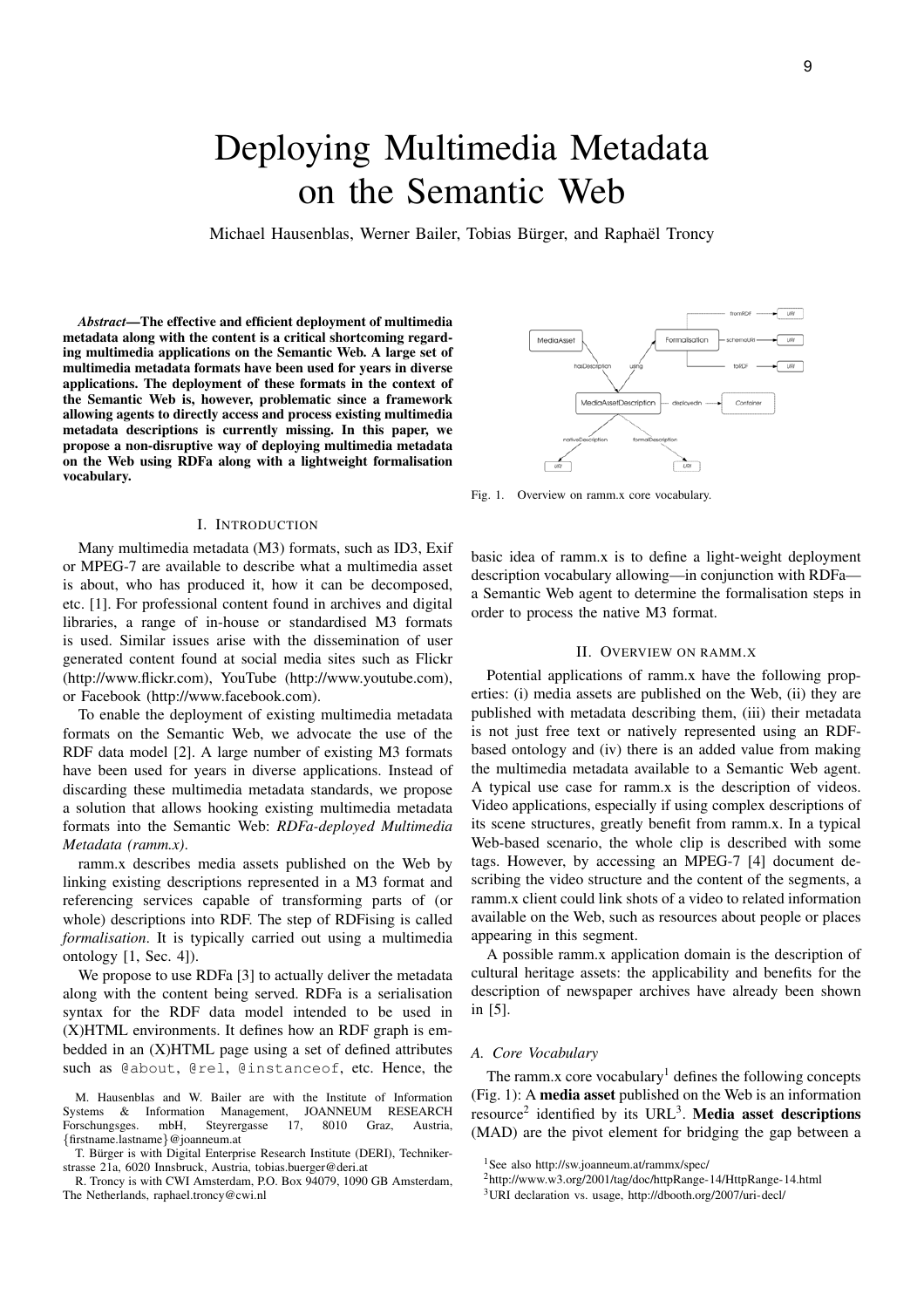# Deploying Multimedia Metadata on the Semantic Web

Michael Hausenblas, Werner Bailer, Tobias Bürger, and Raphaël Troncy

***Abstract*—The effective and efficient deployment of multimedia metadata along with the content is a critical shortcoming regarding multimedia applications on the Semantic Web. A large set of multimedia metadata formats have been used for years in diverse applications. The deployment of these formats in the context of the Semantic Web is, however, problematic since a framework allowing agents to directly access and process existing multimedia metadata descriptions is currently missing. In this paper, we propose a non-disruptive way of deploying multimedia metadata on the Web using RDFa along with a lightweight formalisation vocabulary.**

## I. Introduction

Many multimedia metadata (M3) formats, such as ID3, Exif or MPEG-7 are available to describe what a multimedia asset is about, who has produced it, how it can be decomposed, etc. [1]. For professional content found in archives and digital libraries, a range of in-house or standardised M3 formats is used. Similar issues arise with the dissemination of user generated content found at social media sites such as Flickr (http://www.flickr.com), YouTube (http://www.youtube.com), or Facebook (http://www.facebook.com).

To enable the deployment of existing multimedia metadata formats on the Semantic Web, we advocate the use of the RDF data model [2]. A large number of existing M3 formats have been used for years in diverse applications. Instead of discarding these multimedia metadata standards, we propose a solution that allows hooking existing multimedia metadata formats into the Semantic Web: *RDFa-deployed Multimedia Metadata (ramm.x)*.

ramm.x describes media assets published on the Web by linking existing descriptions represented in a M3 format and referencing services capable of transforming parts of (or whole) descriptions into RDF. The step of RDFising is called *formalisation*. It is typically carried out using a multimedia ontology [1, Sec. 4]).

We propose to use RDFa [3] to actually deliver the metadata along with the content being served. RDFa is a serialisation syntax for the RDF data model intended to be used in (X)HTML environments. It defines how an RDF graph is embedded in an (X)HTML page using a set of defined attributes such as `@about`, `@rel`, `@instanceof`, etc. Hence, the basic idea of ramm.x is to define a light-weight deployment description vocabulary allowing—in conjunction with RDFa—a Semantic Web agent to determine the formalisation steps in order to process the native M3 format.

M. Hausenblas and W. Bailer are with the Institute of Information Systems & Information Management, JOANNEUM RESEARCH Forschungsges. mbH, Steyrergasse 17, 8010 Graz, Austria, {firstname.lastname}@joanneum.at

T. Bürger is with Digital Enterprise Research Institute (DERI), Technikerstrasse 21a, 6020 Innsbruck, Austria, tobias.buerger@deri.at

R. Troncy is with CWI Amsterdam, P.O. Box 94079, 1090 GB Amsterdam, The Netherlands, raphael.troncy@cwi.nl

Fig. 1. Overview on ramm.x core vocabulary.

## II. Overview on ramm.x

Potential applications of ramm.x have the following properties: (i) media assets are published on the Web, (ii) they are published with metadata describing them, (iii) their metadata is not just free text or natively represented using an RDF-based ontology and (iv) there is an added value from making the multimedia metadata available to a Semantic Web agent. A typical use case for ramm.x is the description of videos. Video applications, especially if using complex descriptions of its scene structures, greatly benefit from ramm.x. In a typical Web-based scenario, the whole clip is described with some tags. However, by accessing an MPEG-7 [4] document describing the video structure and the content of the segments, a ramm.x client could link shots of a video to related information available on the Web, such as resources about people or places appearing in this segment.

A possible ramm.x application domain is the description of cultural heritage assets: the applicability and benefits for the description of newspaper archives have already been shown in [5].

### A. Core Vocabulary

The ramm.x core vocabulary[1] defines the following concepts (Fig. 1): A **media asset** published on the Web is an information resource[2] identified by its URL[3]. **Media asset descriptions** (MAD) are the pivot element for bridging the gap between a

[1]See also http://sw.joanneum.at/rammx/spec/

[2]http://www.w3.org/2001/tag/doc/httpRange-14/HttpRange-14.html

[3]URI declaration vs. usage, http://dbooth.org/2007/uri-decl/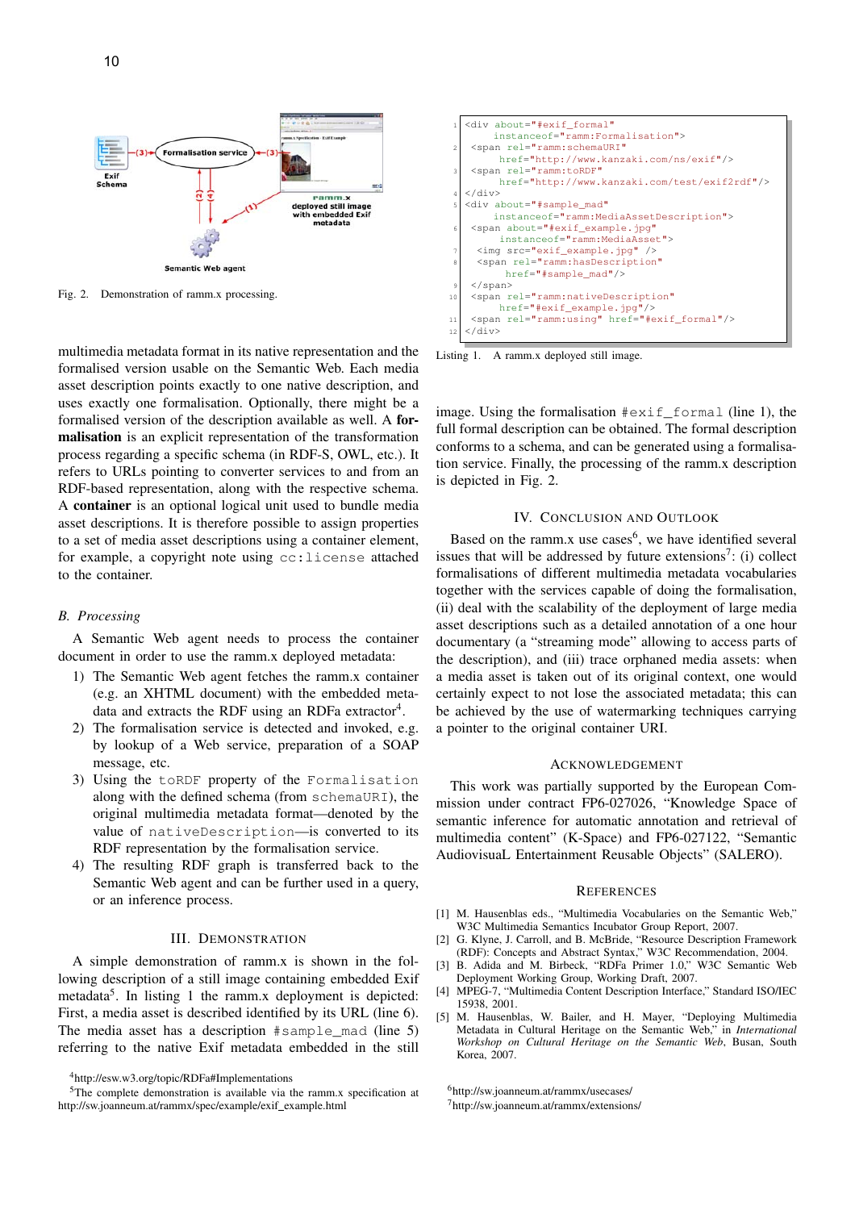Exif Schema

Formalisation service

deployed still image with embedded Exif metadata

Semantic Web agent

Fig. 2. Demonstration of ramm.x processing.

multimedia metadata format in its native representation and the formalised version usable on the Semantic Web. Each media asset description points exactly to one native description, and uses exactly one formalisation. Optionally, there might be a formalised version of the description available as well. A **formalisation** is an explicit representation of the transformation process regarding a specific schema (in RDF-S, OWL, etc.). It refers to URLs pointing to converter services to and from an RDF-based representation, along with the respective schema. A **container** is an optional logical unit used to bundle media asset descriptions. It is therefore possible to assign properties to a set of media asset descriptions using a container element, for example, a copyright note using `cc:license` attached to the container.

### B. Processing

A Semantic Web agent needs to process the container document in order to use the ramm.x deployed metadata:

1) The Semantic Web agent fetches the ramm.x container (e.g. an XHTML document) with the embedded metadata and extracts the RDF using an RDFa extractor[4].
2) The formalisation service is detected and invoked, e.g. by lookup of a Web service, preparation of a SOAP message, etc.
3) Using the `toRDF` property of the `Formalisation` along with the defined schema (from `schemaURI`), the original multimedia metadata format—denoted by the value of `nativeDescription`—is converted to its RDF representation by the formalisation service.
4) The resulting RDF graph is transferred back to the Semantic Web agent and can be further used in a query, or an inference process.

## III. Demonstration

A simple demonstration of ramm.x is shown in the following description of a still image containing embedded Exif metadata[5]. In listing 1 the ramm.x deployment is depicted: First, a media asset is described identified by its URL (line 6). The media asset has a description `#sample_mad` (line 5) referring to the native Exif metadata embedded in the still image. Using the formalisation `#exif_formal` (line 1), the full formal description can be obtained. The formal description conforms to a schema, and can be generated using a formalisation service. Finally, the processing of the ramm.x description is depicted in Fig. 2.

```
1  <div about="#exif_formal"
       instanceof="ramm:Formalisation">
2   <span rel="ramm:schemaURI"
         href="http://www.kanzaki.com/ns/exif"/>
3   <span rel="ramm:toRDF"
         href="http://www.kanzaki.com/test/exif2rdf"/>
4  </div>
5  <div about="#sample_mad"
       instanceof="ramm:MediaAssetDescription">
6   <span about="#exif_example.jpg"
          instanceof="ramm:MediaAsset">
7    <img src="exif_example.jpg" />
8    <span rel="ramm:hasDescription"
           href="#sample_mad"/>
9   </span>
10  <span rel="ramm:nativeDescription"
         href="#exif_example.jpg"/>
11  <span rel="ramm:using" href="#exif_formal"/>
12 </div>
```

Listing 1. A ramm.x deployed still image.

## IV. Conclusion and Outlook

Based on the ramm.x use cases[6], we have identified several issues that will be addressed by future extensions[7]: (i) collect formalisations of different multimedia metadata vocabularies together with the services capable of doing the formalisation, (ii) deal with the scalability of the deployment of large media asset descriptions such as a detailed annotation of a one hour documentary (a "streaming mode" allowing to access parts of the description), and (iii) trace orphaned media assets: when a media asset is taken out of its original context, one would certainly expect to not lose the associated metadata; this can be achieved by the use of watermarking techniques carrying a pointer to the original container URI.

## Acknowledgement

This work was partially supported by the European Commission under contract FP6-027026, "Knowledge Space of semantic inference for automatic annotation and retrieval of multimedia content" (K-Space) and FP6-027122, "Semantic AudiovisuaL Entertainment Reusable Objects" (SALERO).

## References

[1] M. Hausenblas eds., "Multimedia Vocabularies on the Semantic Web," W3C Multimedia Semantics Incubator Group Report, 2007.

[2] G. Klyne, J. Carroll, and B. McBride, "Resource Description Framework (RDF): Concepts and Abstract Syntax," W3C Recommendation, 2004.

[3] B. Adida and M. Birbeck, "RDFa Primer 1.0," W3C Semantic Web Deployment Working Group, Working Draft, 2007.

[4] MPEG-7, "Multimedia Content Description Interface," Standard ISO/IEC 15938, 2001.

[5] M. Hausenblas, W. Bailer, and H. Mayer, "Deploying Multimedia Metadata in Cultural Heritage on the Semantic Web," in *International Workshop on Cultural Heritage on the Semantic Web*, Busan, South Korea, 2007.

[4] http://esw.w3.org/topic/RDFa#Implementations

[5] The complete demonstration is available via the ramm.x specification at http://sw.joanneum.at/rammx/spec/example/exif_example.html

[6] http://sw.joanneum.at/rammx/usecases/

[7] http://sw.joanneum.at/rammx/extensions/